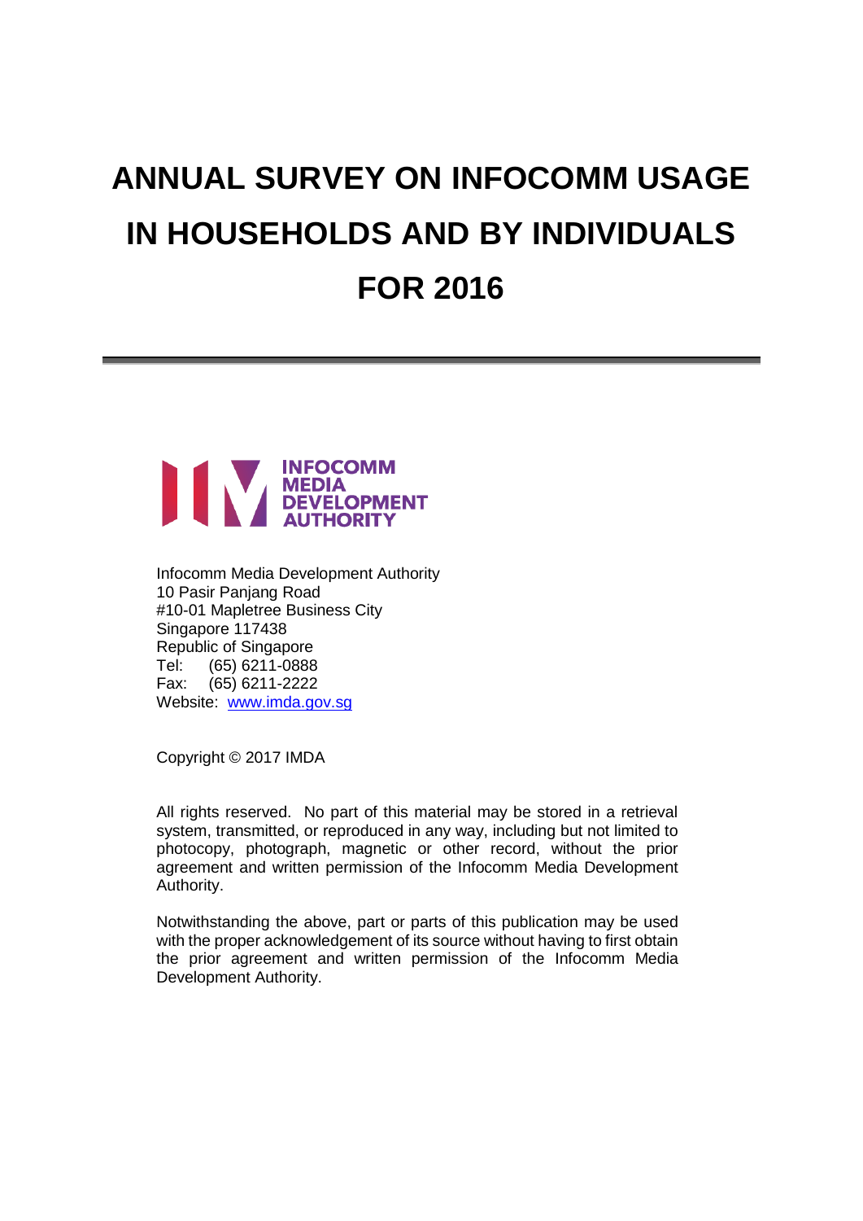# ANNUAL SURVEY ON INFOCOMM USAGE IN HOUSEHOLDS AND BY INDIVIDUALS FOR 2016

INFOCOMM MEDIA DEVELOPMENT AUTHORITY

Infocomm Media Development Authority
10 Pasir Panjang Road
#10-01 Mapletree Business City
Singapore 117438
Republic of Singapore
Tel: (65) 6211-0888
Fax: (65) 6211-2222
Website: [www.imda.gov.sg](http://www.imda.gov.sg)

Copyright © 2017 IMDA

All rights reserved. No part of this material may be stored in a retrieval system, transmitted, or reproduced in any way, including but not limited to photocopy, photograph, magnetic or other record, without the prior agreement and written permission of the Infocomm Media Development Authority.

Notwithstanding the above, part or parts of this publication may be used with the proper acknowledgement of its source without having to first obtain the prior agreement and written permission of the Infocomm Media Development Authority.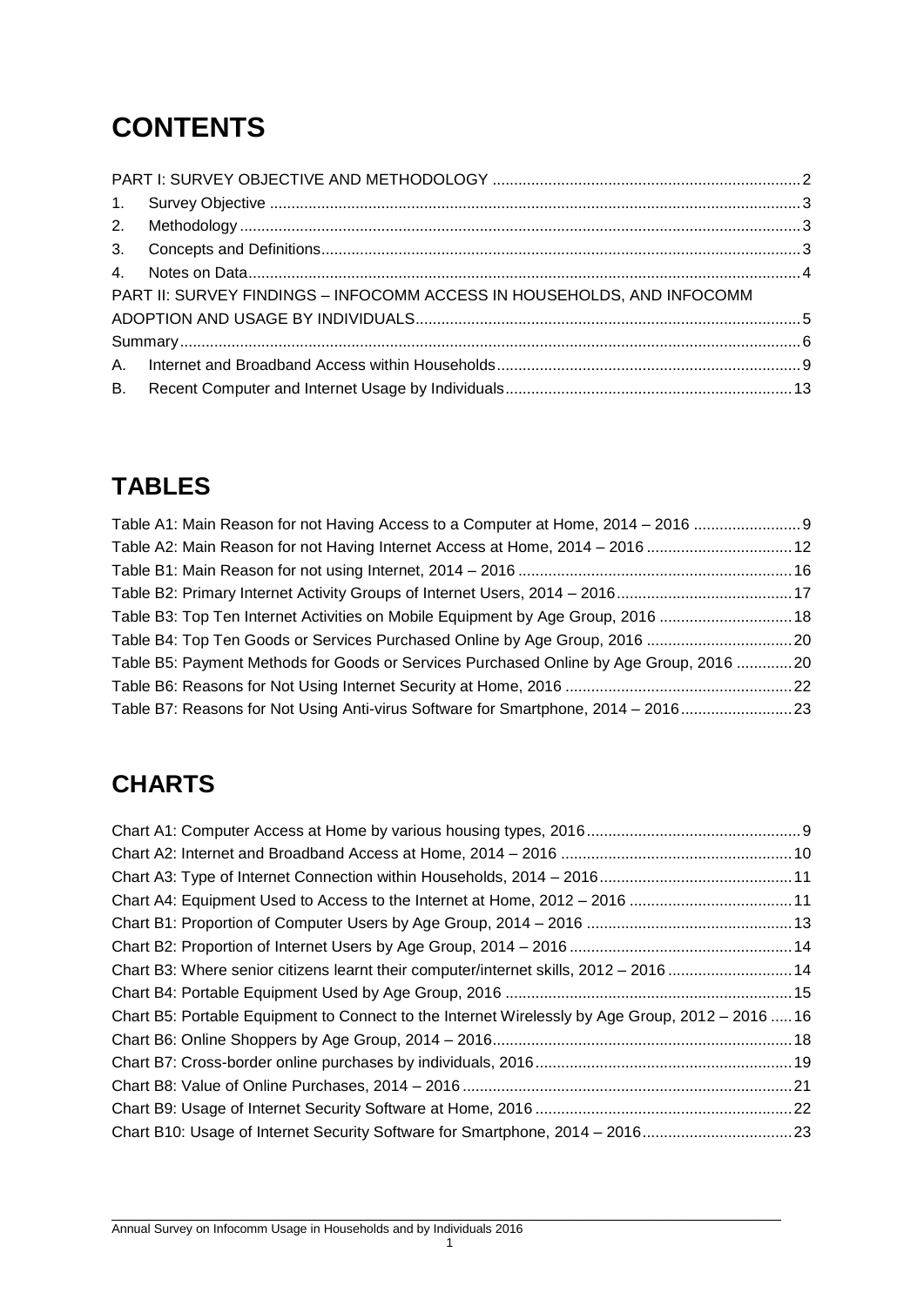# CONTENTS

PART I: SURVEY OBJECTIVE AND METHODOLOGY ........................................................................ 2

1. Survey Objective ........................................................................................................................ 3
2. Methodology ............................................................................................................................... 3
3. Concepts and Definitions............................................................................................................ 3
4. Notes on Data............................................................................................................................. 4

PART II: SURVEY FINDINGS – INFOCOMM ACCESS IN HOUSEHOLDS, AND INFOCOMM ADOPTION AND USAGE BY INDIVIDUALS......................................................................................... 5

Summary........................................................................................................................................ 6

A. Internet and Broadband Access within Households...................................................................... 9
B. Recent Computer and Internet Usage by Individuals.................................................................. 13

# TABLES

Table A1: Main Reason for not Having Access to a Computer at Home, 2014 – 2016 ......................... 9
Table A2: Main Reason for not Having Internet Access at Home, 2014 – 2016 .................................. 12
Table B1: Main Reason for not using Internet, 2014 – 2016 ................................................................ 16
Table B2: Primary Internet Activity Groups of Internet Users, 2014 – 2016......................................... 17
Table B3: Top Ten Internet Activities on Mobile Equipment by Age Group, 2016 ............................... 18
Table B4: Top Ten Goods or Services Purchased Online by Age Group, 2016 .................................. 20
Table B5: Payment Methods for Goods or Services Purchased Online by Age Group, 2016 ............. 20
Table B6: Reasons for Not Using Internet Security at Home, 2016 ..................................................... 22
Table B7: Reasons for Not Using Anti-virus Software for Smartphone, 2014 – 2016.......................... 23

# CHARTS

Chart A1: Computer Access at Home by various housing types, 2016.................................................. 9
Chart A2: Internet and Broadband Access at Home, 2014 – 2016 ...................................................... 10
Chart A3: Type of Internet Connection within Households, 2014 – 2016............................................. 11
Chart A4: Equipment Used to Access to the Internet at Home, 2012 – 2016 ...................................... 11
Chart B1: Proportion of Computer Users by Age Group, 2014 – 2016 ................................................ 13
Chart B2: Proportion of Internet Users by Age Group, 2014 – 2016 .................................................... 14
Chart B3: Where senior citizens learnt their computer/internet skills, 2012 – 2016 ............................. 14
Chart B4: Portable Equipment Used by Age Group, 2016 ................................................................... 15
Chart B5: Portable Equipment to Connect to the Internet Wirelessly by Age Group, 2012 – 2016 ...... 16
Chart B6: Online Shoppers by Age Group, 2014 – 2016...................................................................... 18
Chart B7: Cross-border online purchases by individuals, 2016............................................................ 19
Chart B8: Value of Online Purchases, 2014 – 2016 ............................................................................. 21
Chart B9: Usage of Internet Security Software at Home, 2016 ............................................................ 22
Chart B10: Usage of Internet Security Software for Smartphone, 2014 – 2016................................... 23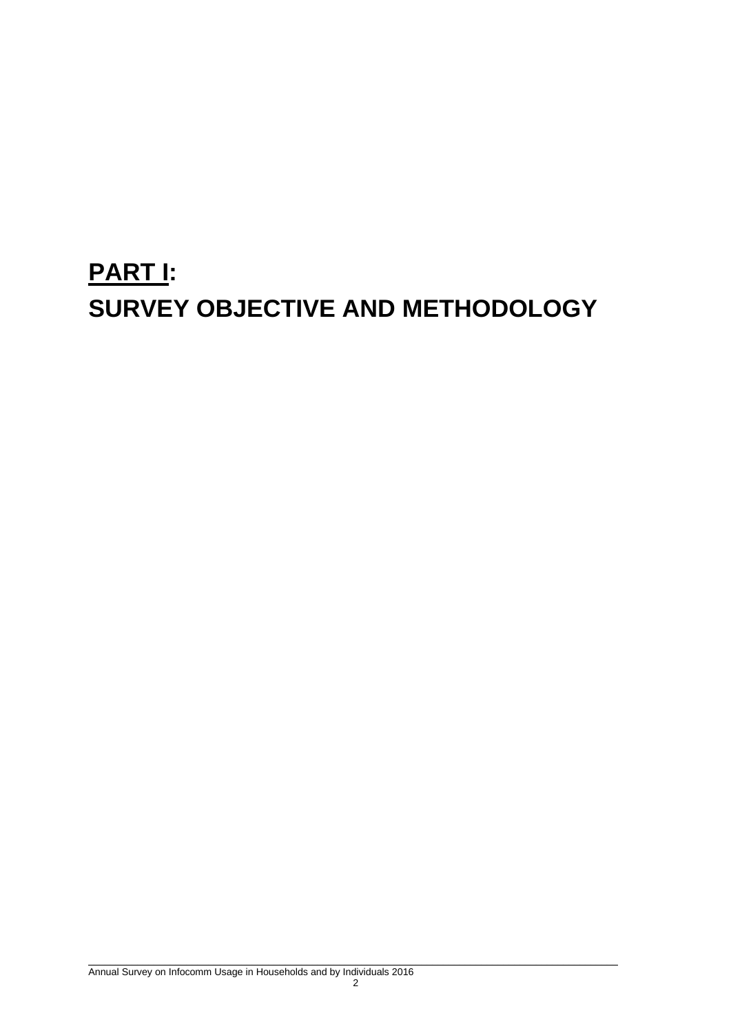# PART I:
# SURVEY OBJECTIVE AND METHODOLOGY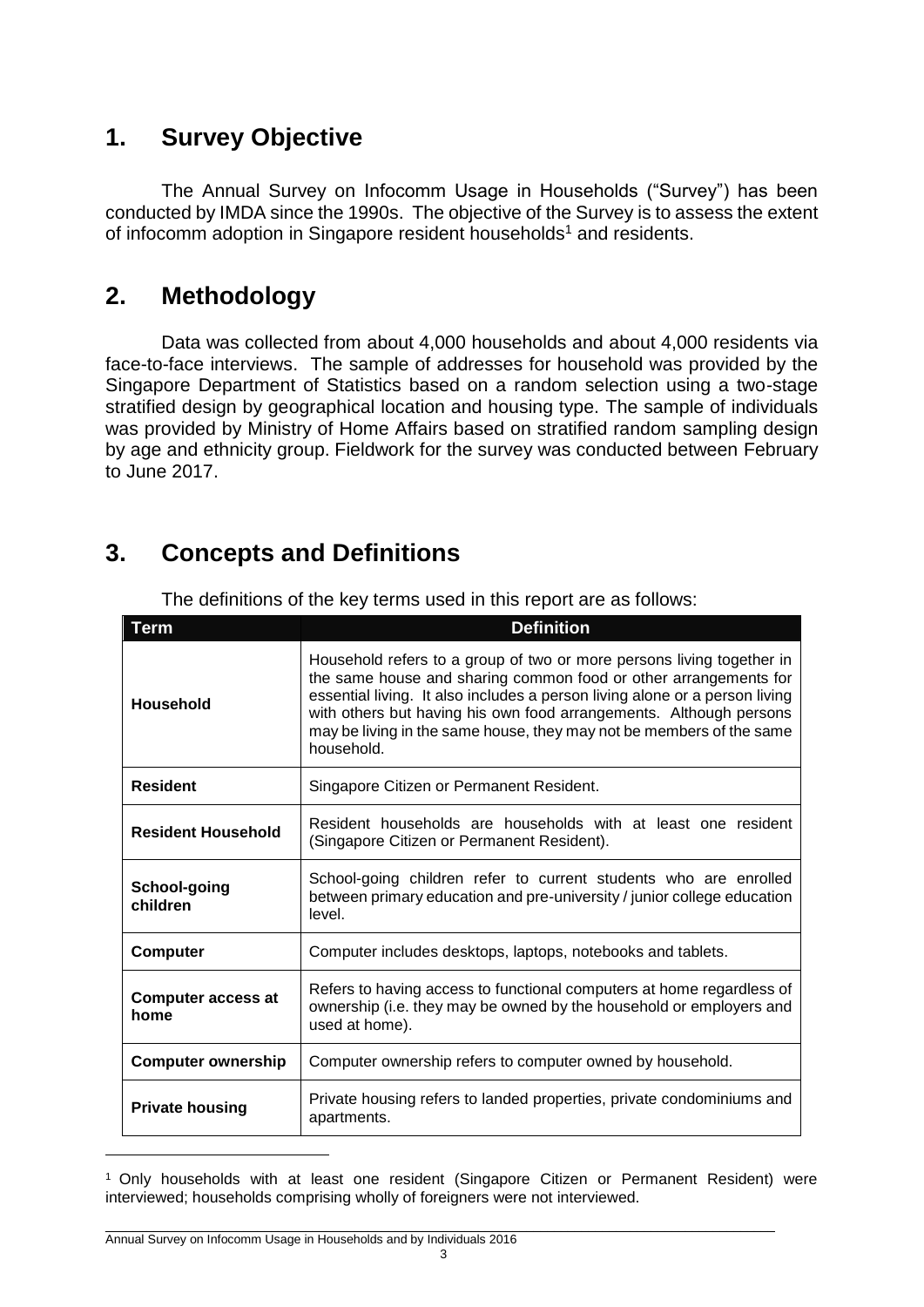## 1. Survey Objective

The Annual Survey on Infocomm Usage in Households ("Survey") has been conducted by IMDA since the 1990s. The objective of the Survey is to assess the extent of infocomm adoption in Singapore resident households[1] and residents.

## 2. Methodology

Data was collected from about 4,000 households and about 4,000 residents via face-to-face interviews. The sample of addresses for household was provided by the Singapore Department of Statistics based on a random selection using a two-stage stratified design by geographical location and housing type. The sample of individuals was provided by Ministry of Home Affairs based on stratified random sampling design by age and ethnicity group. Fieldwork for the survey was conducted between February to June 2017.

## 3. Concepts and Definitions

The definitions of the key terms used in this report are as follows:

| Term | Definition |
|---|---|
| **Household** | Household refers to a group of two or more persons living together in the same house and sharing common food or other arrangements for essential living. It also includes a person living alone or a person living with others but having his own food arrangements. Although persons may be living in the same house, they may not be members of the same household. |
| **Resident** | Singapore Citizen or Permanent Resident. |
| **Resident Household** | Resident households are households with at least one resident (Singapore Citizen or Permanent Resident). |
| **School-going children** | School-going children refer to current students who are enrolled between primary education and pre-university / junior college education level. |
| **Computer** | Computer includes desktops, laptops, notebooks and tablets. |
| **Computer access at home** | Refers to having access to functional computers at home regardless of ownership (i.e. they may be owned by the household or employers and used at home). |
| **Computer ownership** | Computer ownership refers to computer owned by household. |
| **Private housing** | Private housing refers to landed properties, private condominiums and apartments. |

[1] Only households with at least one resident (Singapore Citizen or Permanent Resident) were interviewed; households comprising wholly of foreigners were not interviewed.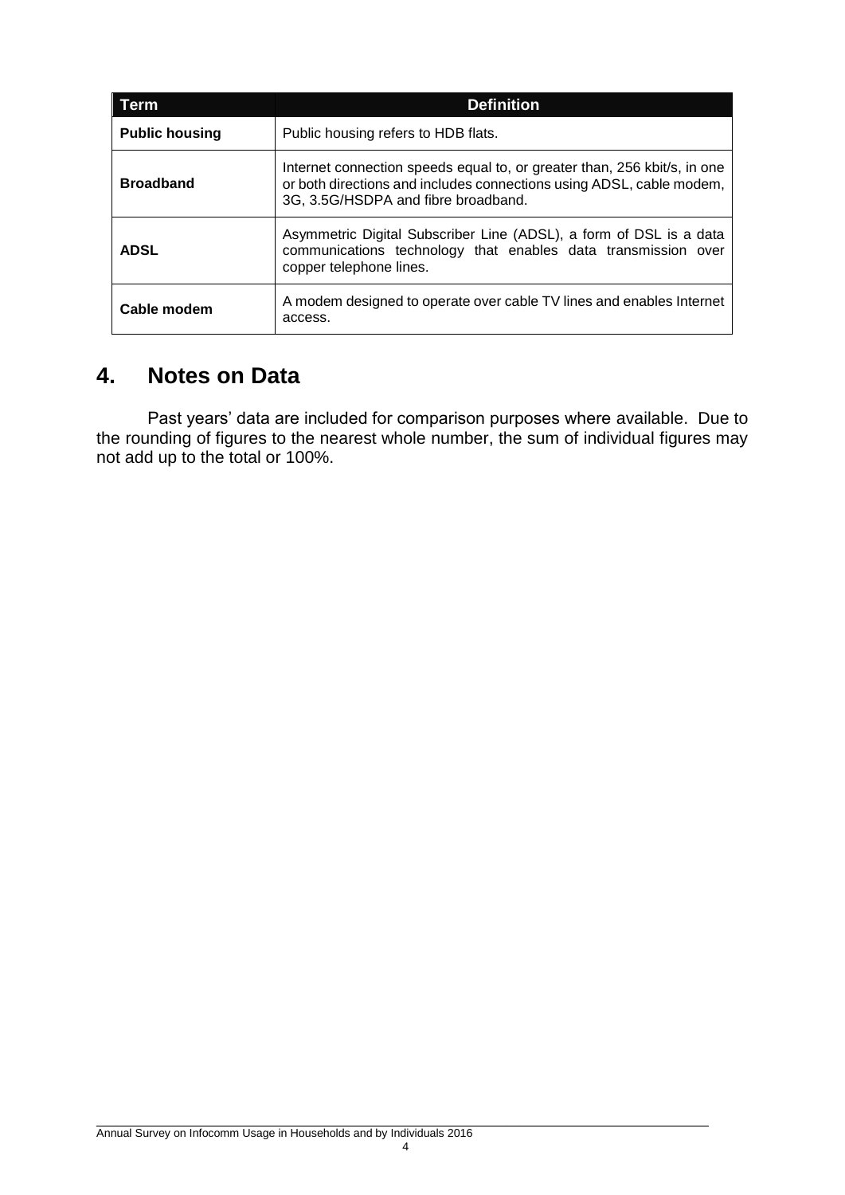| Term | Definition |
|---|---|
| **Public housing** | Public housing refers to HDB flats. |
| **Broadband** | Internet connection speeds equal to, or greater than, 256 kbit/s, in one or both directions and includes connections using ADSL, cable modem, 3G, 3.5G/HSDPA and fibre broadband. |
| **ADSL** | Asymmetric Digital Subscriber Line (ADSL), a form of DSL is a data communications technology that enables data transmission over copper telephone lines. |
| **Cable modem** | A modem designed to operate over cable TV lines and enables Internet access. |

## 4. Notes on Data

Past years' data are included for comparison purposes where available. Due to the rounding of figures to the nearest whole number, the sum of individual figures may not add up to the total or 100%.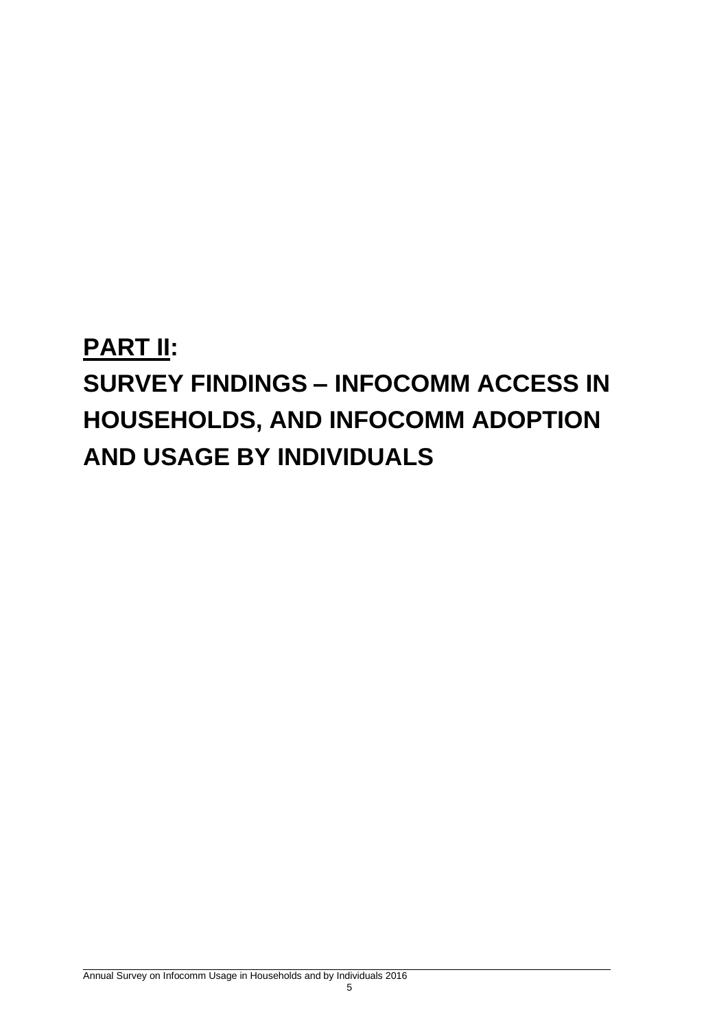# **PART II**:

# **SURVEY FINDINGS – INFOCOMM ACCESS IN HOUSEHOLDS, AND INFOCOMM ADOPTION AND USAGE BY INDIVIDUALS**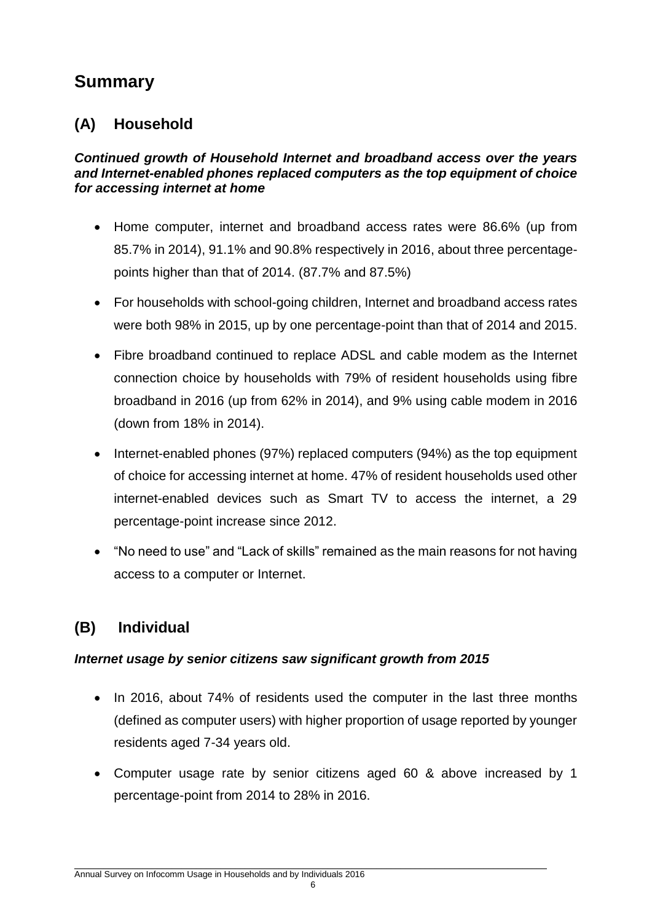# Summary

## (A) Household

***Continued growth of Household Internet and broadband access over the years and Internet-enabled phones replaced computers as the top equipment of choice for accessing internet at home***

- Home computer, internet and broadband access rates were 86.6% (up from 85.7% in 2014), 91.1% and 90.8% respectively in 2016, about three percentage-points higher than that of 2014. (87.7% and 87.5%)
- For households with school-going children, Internet and broadband access rates were both 98% in 2015, up by one percentage-point than that of 2014 and 2015.
- Fibre broadband continued to replace ADSL and cable modem as the Internet connection choice by households with 79% of resident households using fibre broadband in 2016 (up from 62% in 2014), and 9% using cable modem in 2016 (down from 18% in 2014).
- Internet-enabled phones (97%) replaced computers (94%) as the top equipment of choice for accessing internet at home. 47% of resident households used other internet-enabled devices such as Smart TV to access the internet, a 29 percentage-point increase since 2012.
- "No need to use" and "Lack of skills" remained as the main reasons for not having access to a computer or Internet.

## (B) Individual

***Internet usage by senior citizens saw significant growth from 2015***

- In 2016, about 74% of residents used the computer in the last three months (defined as computer users) with higher proportion of usage reported by younger residents aged 7-34 years old.
- Computer usage rate by senior citizens aged 60 & above increased by 1 percentage-point from 2014 to 28% in 2016.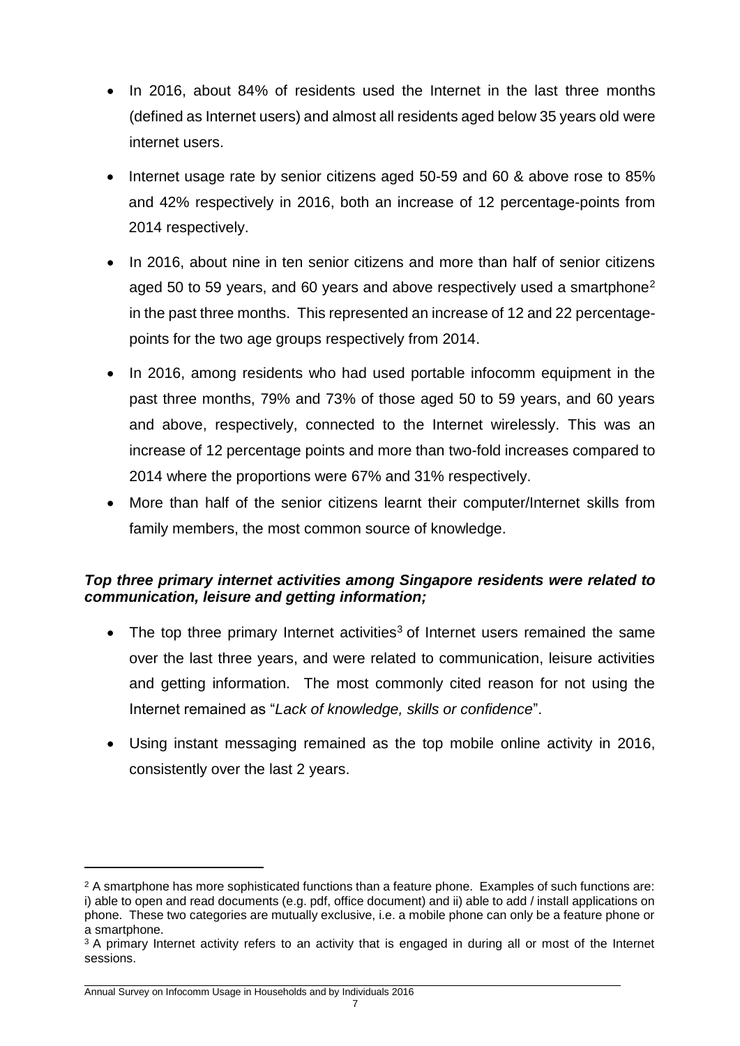- In 2016, about 84% of residents used the Internet in the last three months (defined as Internet users) and almost all residents aged below 35 years old were internet users.
- Internet usage rate by senior citizens aged 50-59 and 60 & above rose to 85% and 42% respectively in 2016, both an increase of 12 percentage-points from 2014 respectively.
- In 2016, about nine in ten senior citizens and more than half of senior citizens aged 50 to 59 years, and 60 years and above respectively used a smartphone[2] in the past three months. This represented an increase of 12 and 22 percentage-points for the two age groups respectively from 2014.
- In 2016, among residents who had used portable infocomm equipment in the past three months, 79% and 73% of those aged 50 to 59 years, and 60 years and above, respectively, connected to the Internet wirelessly. This was an increase of 12 percentage points and more than two-fold increases compared to 2014 where the proportions were 67% and 31% respectively.
- More than half of the senior citizens learnt their computer/Internet skills from family members, the most common source of knowledge.

***Top three primary internet activities among Singapore residents were related to communication, leisure and getting information;***

- The top three primary Internet activities[3] of Internet users remained the same over the last three years, and were related to communication, leisure activities and getting information. The most commonly cited reason for not using the Internet remained as "*Lack of knowledge, skills or confidence*".
- Using instant messaging remained as the top mobile online activity in 2016, consistently over the last 2 years.

---

[2] A smartphone has more sophisticated functions than a feature phone. Examples of such functions are: i) able to open and read documents (e.g. pdf, office document) and ii) able to add / install applications on phone. These two categories are mutually exclusive, i.e. a mobile phone can only be a feature phone or a smartphone.

[3] A primary Internet activity refers to an activity that is engaged in during all or most of the Internet sessions.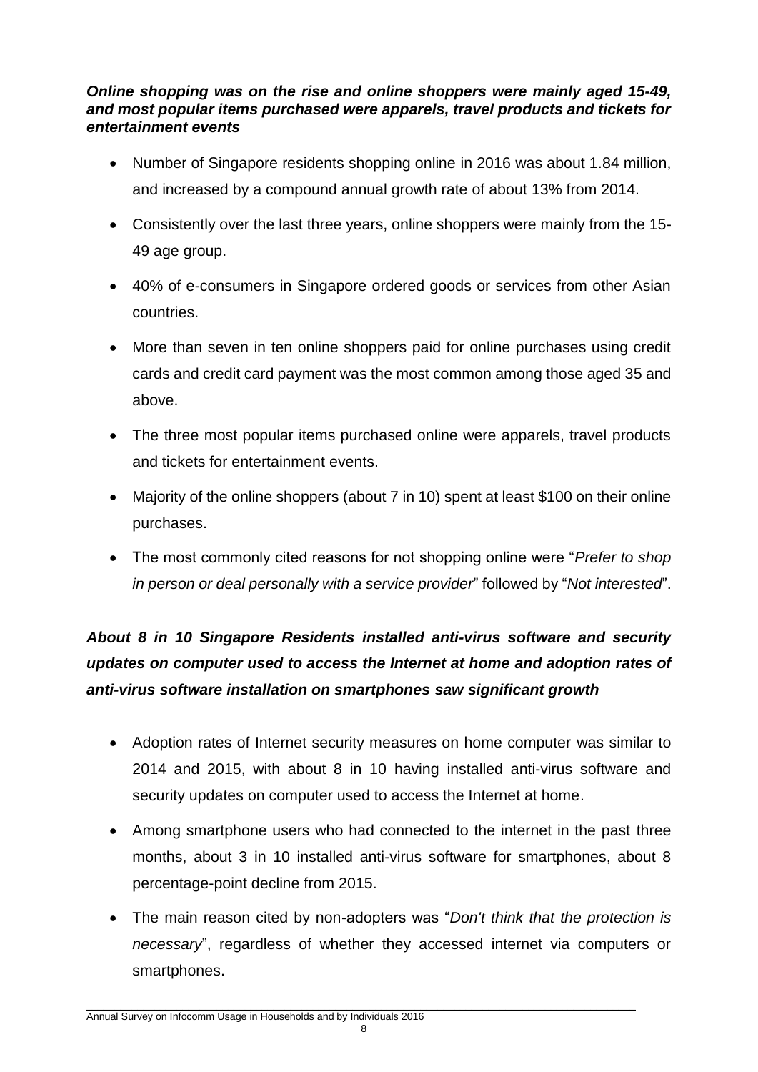***Online shopping was on the rise and online shoppers were mainly aged 15-49, and most popular items purchased were apparels, travel products and tickets for entertainment events***

- Number of Singapore residents shopping online in 2016 was about 1.84 million, and increased by a compound annual growth rate of about 13% from 2014.
- Consistently over the last three years, online shoppers were mainly from the 15-49 age group.
- 40% of e-consumers in Singapore ordered goods or services from other Asian countries.
- More than seven in ten online shoppers paid for online purchases using credit cards and credit card payment was the most common among those aged 35 and above.
- The three most popular items purchased online were apparels, travel products and tickets for entertainment events.
- Majority of the online shoppers (about 7 in 10) spent at least $100 on their online purchases.
- The most commonly cited reasons for not shopping online were "*Prefer to shop in person or deal personally with a service provider*" followed by "*Not interested*".

***About 8 in 10 Singapore Residents installed anti-virus software and security updates on computer used to access the Internet at home and adoption rates of anti-virus software installation on smartphones saw significant growth***

- Adoption rates of Internet security measures on home computer was similar to 2014 and 2015, with about 8 in 10 having installed anti-virus software and security updates on computer used to access the Internet at home.
- Among smartphone users who had connected to the internet in the past three months, about 3 in 10 installed anti-virus software for smartphones, about 8 percentage-point decline from 2015.
- The main reason cited by non-adopters was "*Don't think that the protection is necessary*", regardless of whether they accessed internet via computers or smartphones.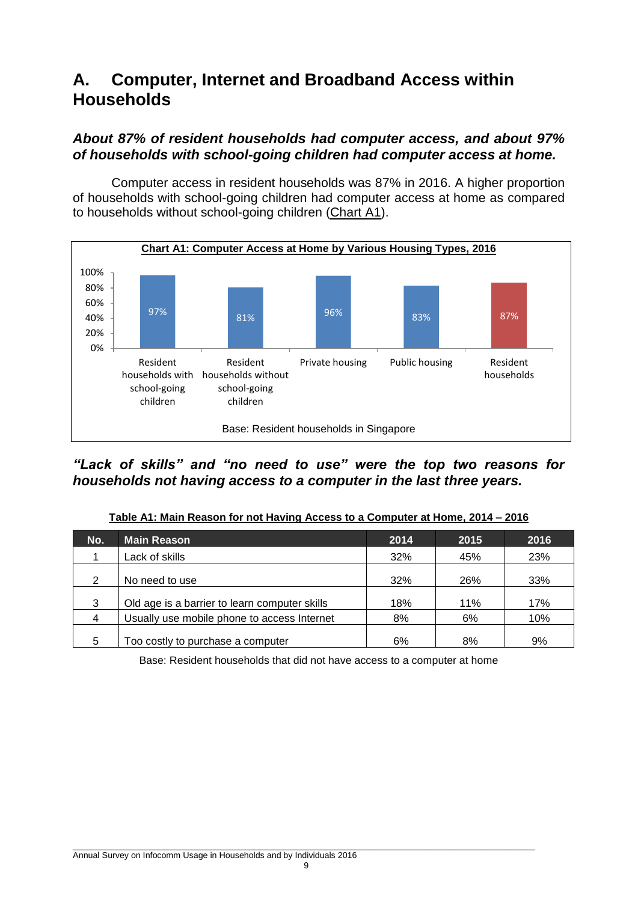# A. Computer, Internet and Broadband Access within Households

### *About 87% of resident households had computer access, and about 97% of households with school-going children had computer access at home.*

Computer access in resident households was 87% in 2016. A higher proportion of households with school-going children had computer access at home as compared to households without school-going children (Chart A1).

**Chart A1: Computer Access at Home by Various Housing Types, 2016**

| Category | Computer Access |
| --- | --- |
| Resident households with school-going children | 97% |
| Resident households without school-going children | 81% |
| Private housing | 96% |
| Public housing | 83% |
| Resident households | 87% |

Base: Resident households in Singapore

### *"Lack of skills" and "no need to use" were the top two reasons for households not having access to a computer in the last three years.*

**Table A1: Main Reason for not Having Access to a Computer at Home, 2014 – 2016**

| No. | Main Reason | 2014 | 2015 | 2016 |
| --- | --- | --- | --- | --- |
| 1 | Lack of skills | 32% | 45% | 23% |
| 2 | No need to use | 32% | 26% | 33% |
| 3 | Old age is a barrier to learn computer skills | 18% | 11% | 17% |
| 4 | Usually use mobile phone to access Internet | 8% | 6% | 10% |
| 5 | Too costly to purchase a computer | 6% | 8% | 9% |

Base: Resident households that did not have access to a computer at home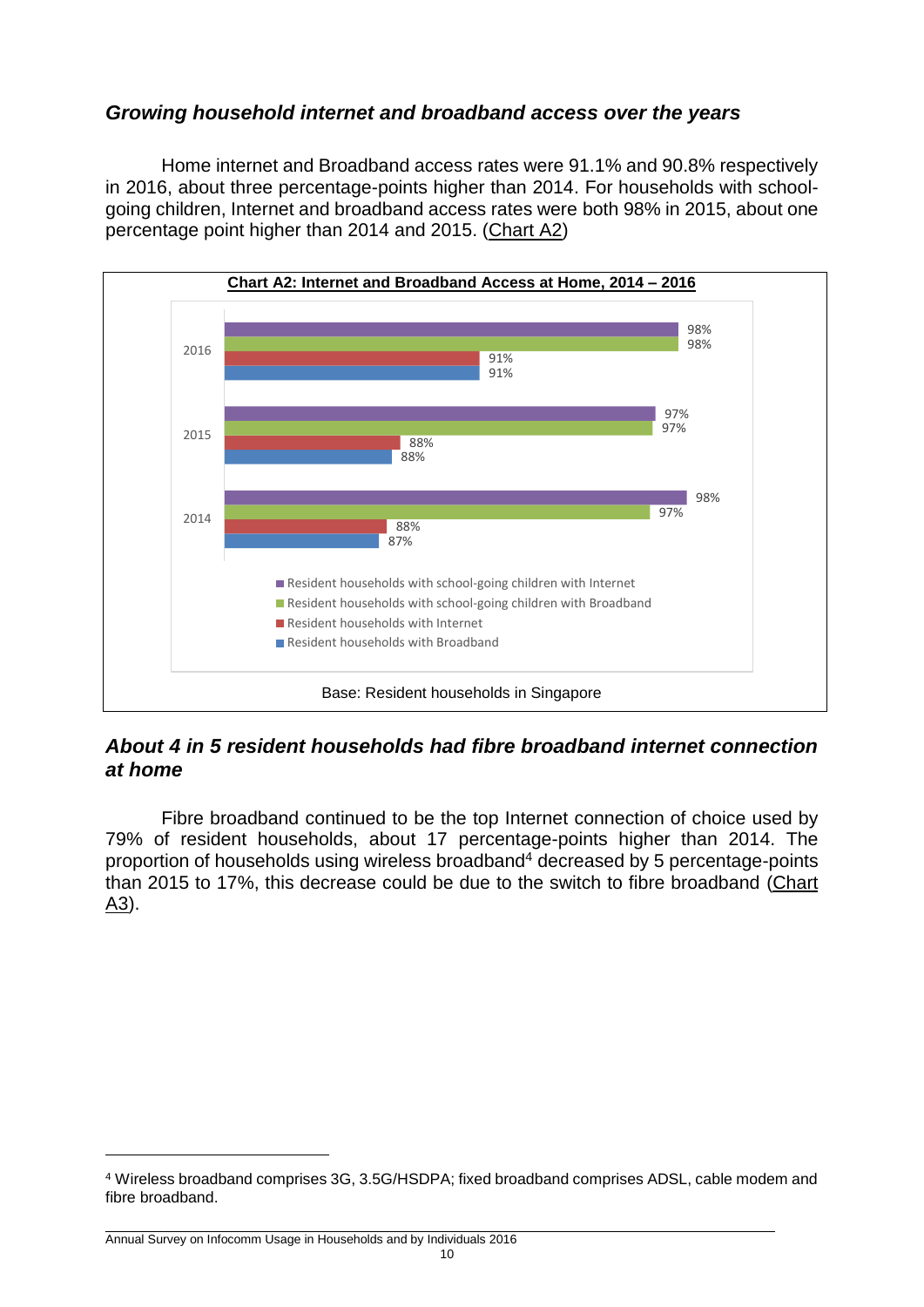### *Growing household internet and broadband access over the years*

Home internet and Broadband access rates were 91.1% and 90.8% respectively in 2016, about three percentage-points higher than 2014. For households with school-going children, Internet and broadband access rates were both 98% in 2015, about one percentage point higher than 2014 and 2015. (Chart A2)

**Chart A2: Internet and Broadband Access at Home, 2014 – 2016**

| Year | Resident households with school-going children with Internet | Resident households with school-going children with Broadband | Resident households with Internet | Resident households with Broadband |
|---|---|---|---|---|
| 2016 | 98% | 98% | 91% | 91% |
| 2015 | 97% | 97% | 88% | 88% |
| 2014 | 98% | 97% | 88% | 87% |

Base: Resident households in Singapore

### *About 4 in 5 resident households had fibre broadband internet connection at home*

Fibre broadband continued to be the top Internet connection of choice used by 79% of resident households, about 17 percentage-points higher than 2014. The proportion of households using wireless broadband[4] decreased by 5 percentage-points than 2015 to 17%, this decrease could be due to the switch to fibre broadband (Chart A3).

[4] Wireless broadband comprises 3G, 3.5G/HSDPA; fixed broadband comprises ADSL, cable modem and fibre broadband.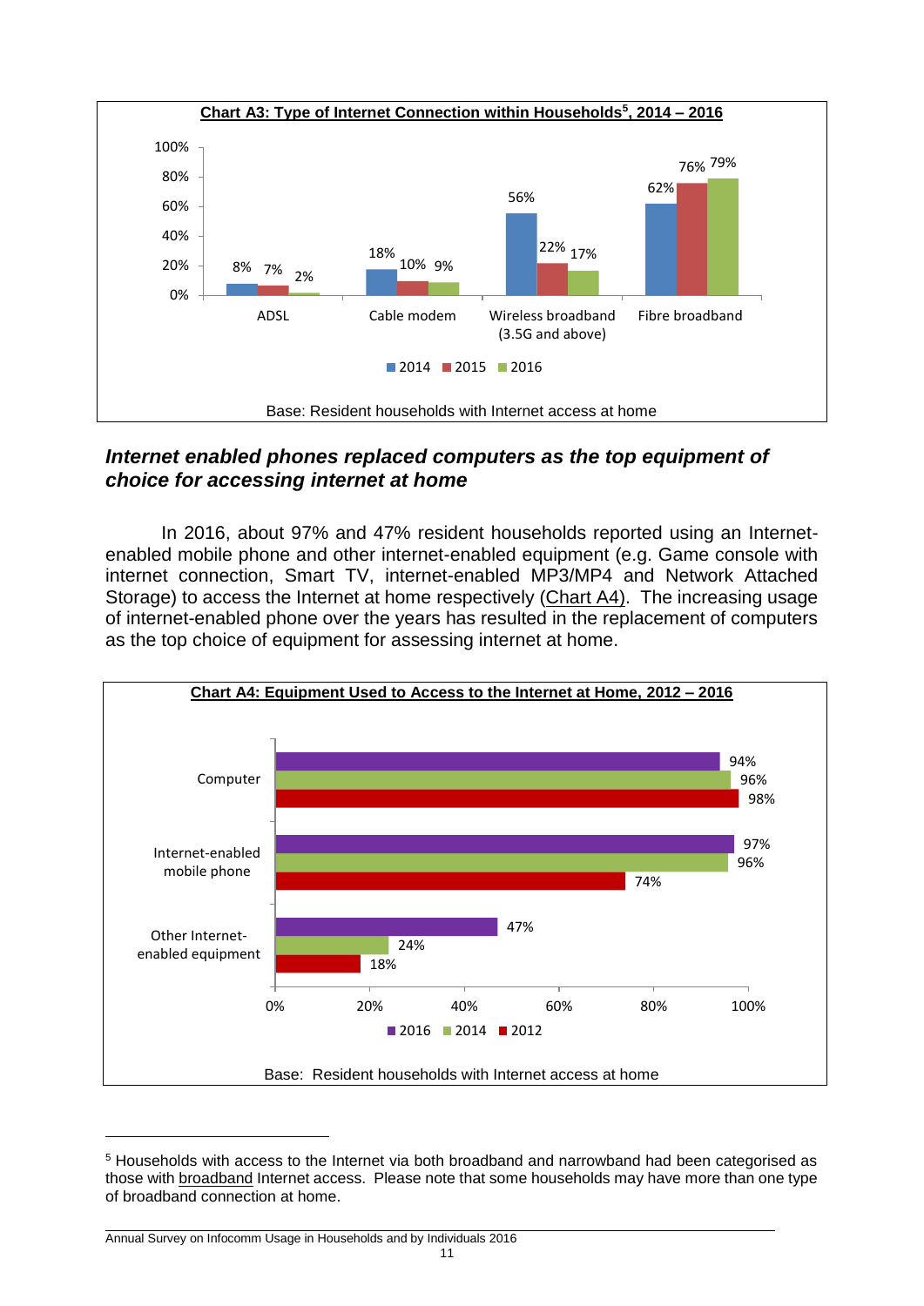**Chart A3: Type of Internet Connection within Households[5], 2014 – 2016**

| | 2014 | 2015 | 2016 |
|---|---|---|---|
| ADSL | 8% | 7% | 2% |
| Cable modem | 18% | 10% | 9% |
| Wireless broadband (3.5G and above) | 56% | 22% | 17% |
| Fibre broadband | 62% | 76% | 79% |

Base: Resident households with Internet access at home

### *Internet enabled phones replaced computers as the top equipment of choice for accessing internet at home*

In 2016, about 97% and 47% resident households reported using an Internet-enabled mobile phone and other internet-enabled equipment (e.g. Game console with internet connection, Smart TV, internet-enabled MP3/MP4 and Network Attached Storage) to access the Internet at home respectively (Chart A4). The increasing usage of internet-enabled phone over the years has resulted in the replacement of computers as the top choice of equipment for assessing internet at home.

**Chart A4: Equipment Used to Access to the Internet at Home, 2012 – 2016**

| | 2016 | 2014 | 2012 |
|---|---|---|---|
| Computer | 94% | 96% | 98% |
| Internet-enabled mobile phone | 97% | 96% | 74% |
| Other Internet-enabled equipment | 47% | 24% | 18% |

Base: Resident households with Internet access at home

[5] Households with access to the Internet via both broadband and narrowband had been categorised as those with broadband Internet access. Please note that some households may have more than one type of broadband connection at home.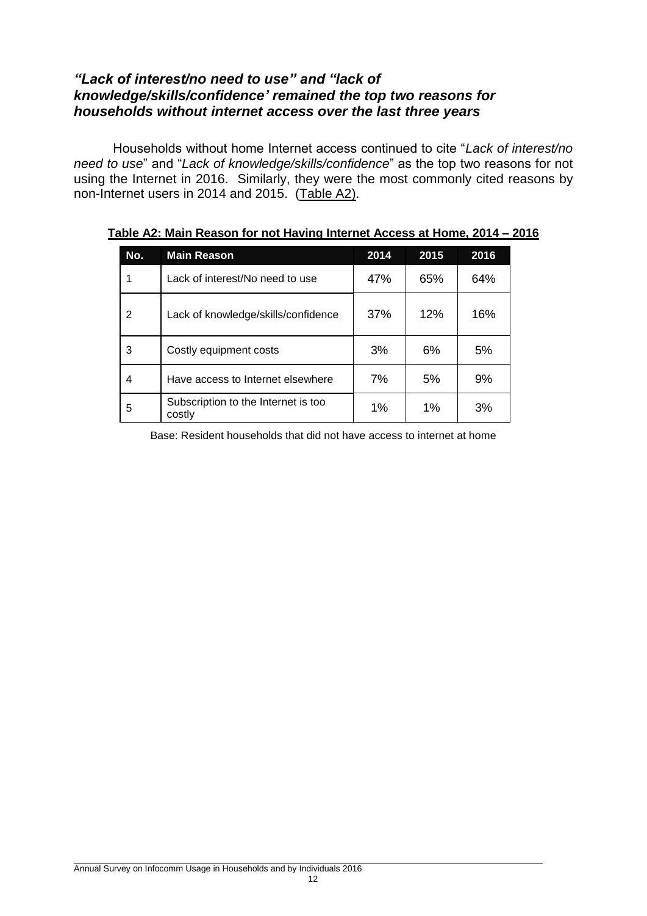### *"Lack of interest/no need to use" and "lack of knowledge/skills/confidence' remained the top two reasons for households without internet access over the last three years*

Households without home Internet access continued to cite "*Lack of interest/no need to use*" and "*Lack of knowledge/skills/confidence*" as the top two reasons for not using the Internet in 2016. Similarly, they were the most commonly cited reasons by non-Internet users in 2014 and 2015. (Table A2).

**Table A2: Main Reason for not Having Internet Access at Home, 2014 – 2016**

| No. | Main Reason | 2014 | 2015 | 2016 |
|---|---|---|---|---|
| 1 | Lack of interest/No need to use | 47% | 65% | 64% |
| 2 | Lack of knowledge/skills/confidence | 37% | 12% | 16% |
| 3 | Costly equipment costs | 3% | 6% | 5% |
| 4 | Have access to Internet elsewhere | 7% | 5% | 9% |
| 5 | Subscription to the Internet is too costly | 1% | 1% | 3% |

Base: Resident households that did not have access to internet at home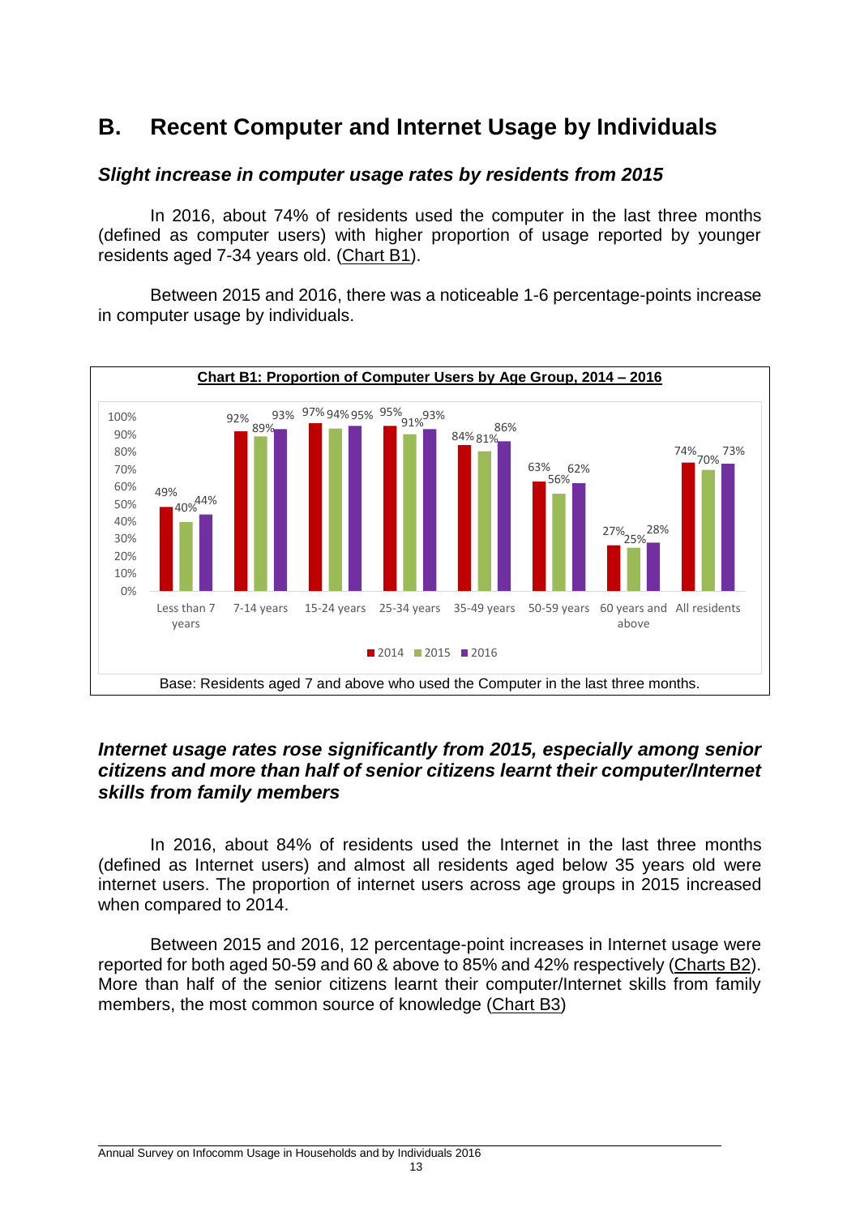## B. Recent Computer and Internet Usage by Individuals

### *Slight increase in computer usage rates by residents from 2015*

In 2016, about 74% of residents used the computer in the last three months (defined as computer users) with higher proportion of usage reported by younger residents aged 7-34 years old. (Chart B1).

Between 2015 and 2016, there was a noticeable 1-6 percentage-points increase in computer usage by individuals.

**Chart B1: Proportion of Computer Users by Age Group, 2014 – 2016**

| Age Group | 2014 | 2015 | 2016 |
|---|---|---|---|
| Less than 7 years | 49% | 40% | 44% |
| 7-14 years | 92% | 89% | 93% |
| 15-24 years | 97% | 94% | 95% |
| 25-34 years | 95% | 91% | 93% |
| 35-49 years | 84% | 81% | 86% |
| 50-59 years | 63% | 56% | 62% |
| 60 years and above | 27% | 25% | 28% |
| All residents | 74% | 70% | 73% |

Base: Residents aged 7 and above who used the Computer in the last three months.

### *Internet usage rates rose significantly from 2015, especially among senior citizens and more than half of senior citizens learnt their computer/Internet skills from family members*

In 2016, about 84% of residents used the Internet in the last three months (defined as Internet users) and almost all residents aged below 35 years old were internet users. The proportion of internet users across age groups in 2015 increased when compared to 2014.

Between 2015 and 2016, 12 percentage-point increases in Internet usage were reported for both aged 50-59 and 60 & above to 85% and 42% respectively (Charts B2). More than half of the senior citizens learnt their computer/Internet skills from family members, the most common source of knowledge (Chart B3)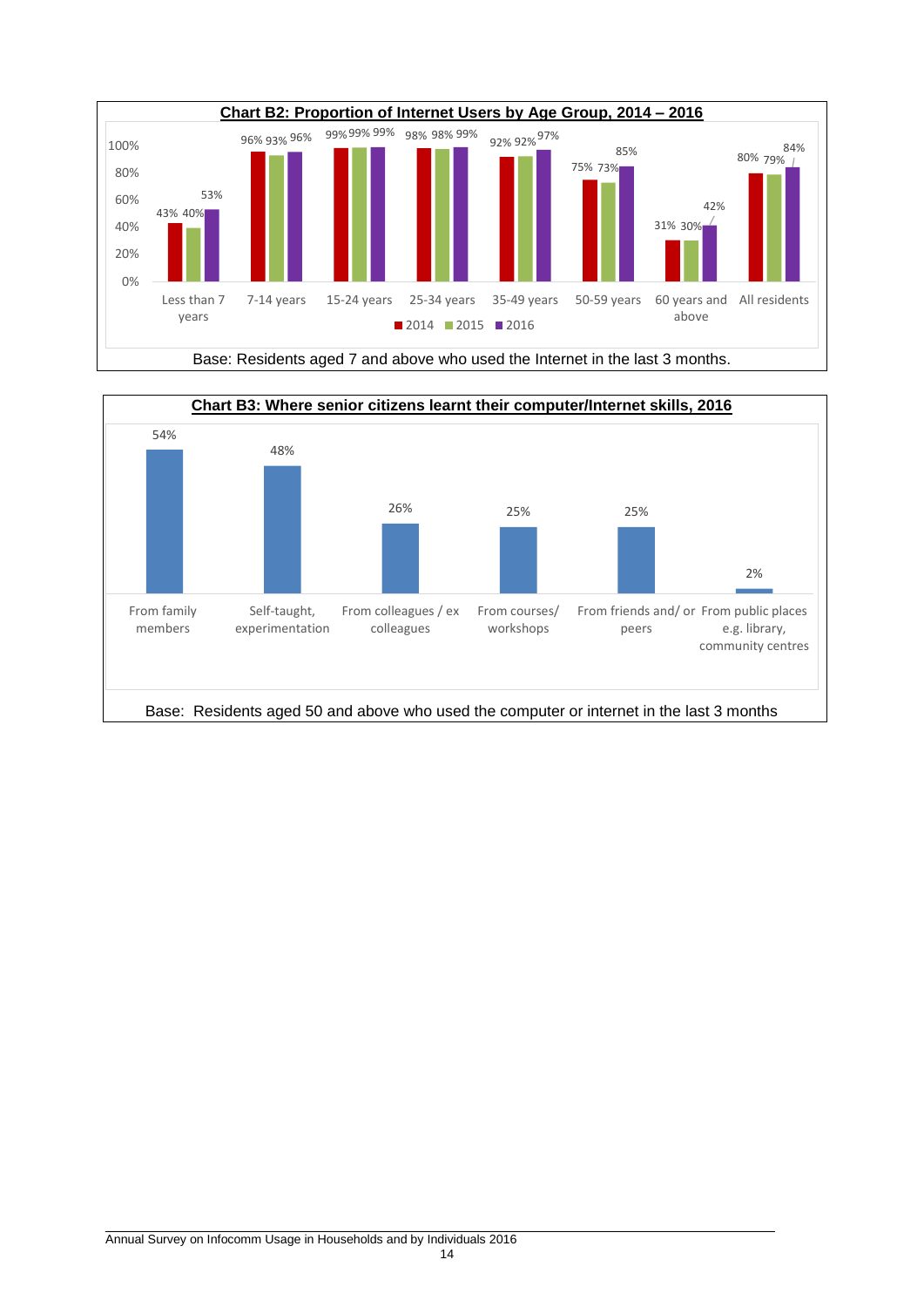**Chart B2: Proportion of Internet Users by Age Group, 2014 – 2016**

| Age Group | 2014 | 2015 | 2016 |
|---|---|---|---|
| Less than 7 years | 43% | 40% | 53% |
| 7-14 years | 96% | 93% | 96% |
| 15-24 years | 99% | 99% | 99% |
| 25-34 years | 98% | 98% | 99% |
| 35-49 years | 92% | 92% | 97% |
| 50-59 years | 75% | 73% | 85% |
| 60 years and above | 31% | 30% | 42% |
| All residents | 80% | 79% | 84% |

Base: Residents aged 7 and above who used the Internet in the last 3 months.

**Chart B3: Where senior citizens learnt their computer/Internet skills, 2016**

| Source | Percentage |
|---|---|
| From family members | 54% |
| Self-taught, experimentation | 48% |
| From colleagues / ex colleagues | 26% |
| From courses/ workshops | 25% |
| From friends and/ or peers | 25% |
| From public places e.g. library, community centres | 2% |

Base: Residents aged 50 and above who used the computer or internet in the last 3 months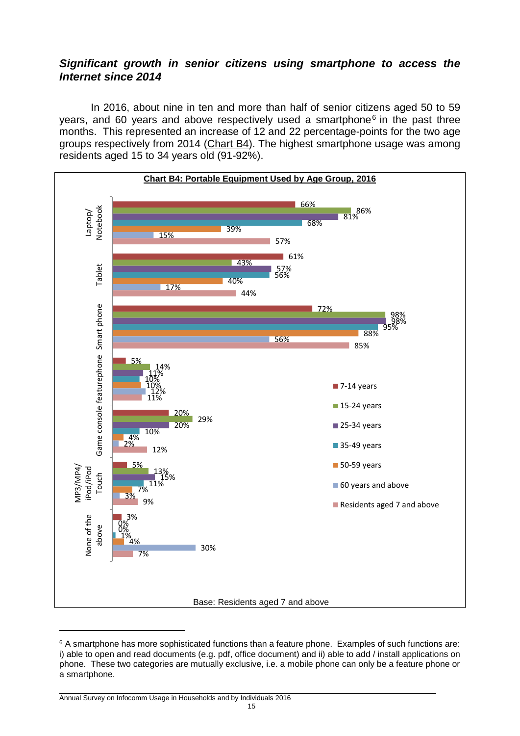### ***Significant growth in senior citizens using smartphone to access the Internet since 2014***

In 2016, about nine in ten and more than half of senior citizens aged 50 to 59 years, and 60 years and above respectively used a smartphone[6] in the past three months. This represented an increase of 12 and 22 percentage-points for the two age groups respectively from 2014 (Chart B4). The highest smartphone usage was among residents aged 15 to 34 years old (91-92%).

**Chart B4: Portable Equipment Used by Age Group, 2016**

| | 7-14 years | 15-24 years | 25-34 years | 35-49 years | 50-59 years | 60 years and above | Residents aged 7 and above |
|---|---|---|---|---|---|---|---|
| Laptop/ Notebook | 66% | 86% | 81% | 68% | 39% | 15% | 57% |
| Tablet | 61% | 43% | 57% | 56% | 40% | 17% | 44% |
| Smart phone | 72% | 98% | 98% | 95% | 88% | 56% | 85% |
| featurephone | 5% | 14% | 11% | 10% | 10% | 12% | 11% |
| Game console | 20% | 29% | 20% | 10% | 4% | 2% | 12% |
| MP3/MP4/ iPod/iPod Touch | 5% | 13% | 15% | 11% | 7% | 3% | 9% |
| None of the above | 3% | 0% | 0% | 1% | 4% | 30% | 7% |

Base: Residents aged 7 and above

[6] A smartphone has more sophisticated functions than a feature phone. Examples of such functions are: i) able to open and read documents (e.g. pdf, office document) and ii) able to add / install applications on phone. These two categories are mutually exclusive, i.e. a mobile phone can only be a feature phone or a smartphone.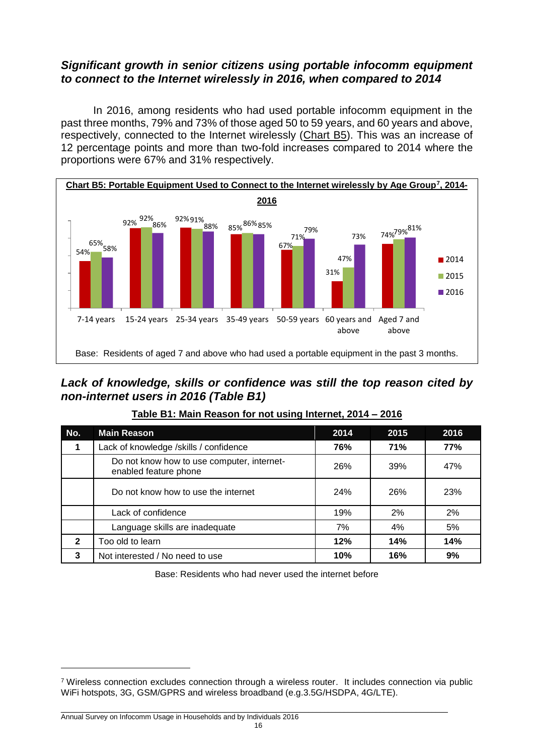***Significant growth in senior citizens using portable infocomm equipment to connect to the Internet wirelessly in 2016, when compared to 2014***

In 2016, among residents who had used portable infocomm equipment in the past three months, 79% and 73% of those aged 50 to 59 years, and 60 years and above, respectively, connected to the Internet wirelessly (Chart B5). This was an increase of 12 percentage points and more than two-fold increases compared to 2014 where the proportions were 67% and 31% respectively.

**Chart B5: Portable Equipment Used to Connect to the Internet wirelessly by Age Group[7], 2014-2016**

| Age Group | 2014 | 2015 | 2016 |
|---|---|---|---|
| 7-14 years | 54% | 65% | 58% |
| 15-24 years | 92% | 92% | 86% |
| 25-34 years | 92% | 91% | 88% |
| 35-49 years | 85% | 86% | 85% |
| 50-59 years | 67% | 71% | 79% |
| 60 years and above | 31% | 47% | 73% |
| Aged 7 and above | 74% | 79% | 81% |

Base: Residents of aged 7 and above who had used a portable equipment in the past 3 months.

***Lack of knowledge, skills or confidence was still the top reason cited by non-internet users in 2016 (Table B1)***

**Table B1: Main Reason for not using Internet, 2014 – 2016**

| No. | Main Reason | 2014 | 2015 | 2016 |
|---|---|---|---|---|
| **1** | Lack of knowledge /skills / confidence | **76%** | **71%** | **77%** |
| | Do not know how to use computer, internet-enabled feature phone | 26% | 39% | 47% |
| | Do not know how to use the internet | 24% | 26% | 23% |
| | Lack of confidence | 19% | 2% | 2% |
| | Language skills are inadequate | 7% | 4% | 5% |
| **2** | Too old to learn | **12%** | **14%** | **14%** |
| **3** | Not interested / No need to use | **10%** | **16%** | **9%** |

Base: Residents who had never used the internet before

[7] Wireless connection excludes connection through a wireless router. It includes connection via public WiFi hotspots, 3G, GSM/GPRS and wireless broadband (e.g.3.5G/HSDPA, 4G/LTE).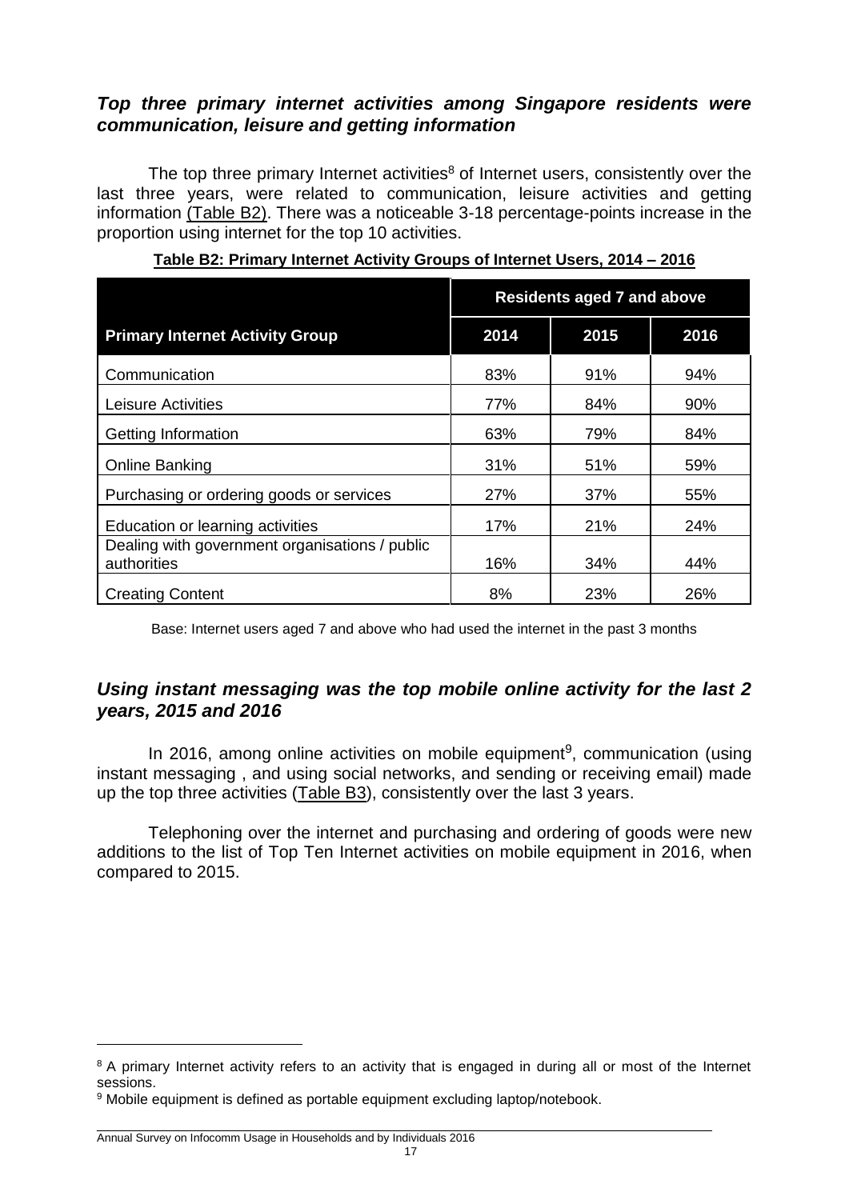### ***Top three primary internet activities among Singapore residents were communication, leisure and getting information***

The top three primary Internet activities[8] of Internet users, consistently over the last three years, were related to communication, leisure activities and getting information (Table B2). There was a noticeable 3-18 percentage-points increase in the proportion using internet for the top 10 activities.

**Table B2: Primary Internet Activity Groups of Internet Users, 2014 – 2016**

| | Residents aged 7 and above | | |
|---|---|---|---|
| **Primary Internet Activity Group** | **2014** | **2015** | **2016** |
| Communication | 83% | 91% | 94% |
| Leisure Activities | 77% | 84% | 90% |
| Getting Information | 63% | 79% | 84% |
| Online Banking | 31% | 51% | 59% |
| Purchasing or ordering goods or services | 27% | 37% | 55% |
| Education or learning activities | 17% | 21% | 24% |
| Dealing with government organisations / public authorities | 16% | 34% | 44% |
| Creating Content | 8% | 23% | 26% |

Base: Internet users aged 7 and above who had used the internet in the past 3 months

### ***Using instant messaging was the top mobile online activity for the last 2 years, 2015 and 2016***

In 2016, among online activities on mobile equipment[9], communication (using instant messaging , and using social networks, and sending or receiving email) made up the top three activities (Table B3), consistently over the last 3 years.

Telephoning over the internet and purchasing and ordering of goods were new additions to the list of Top Ten Internet activities on mobile equipment in 2016, when compared to 2015.

---

[8] A primary Internet activity refers to an activity that is engaged in during all or most of the Internet sessions.

[9] Mobile equipment is defined as portable equipment excluding laptop/notebook.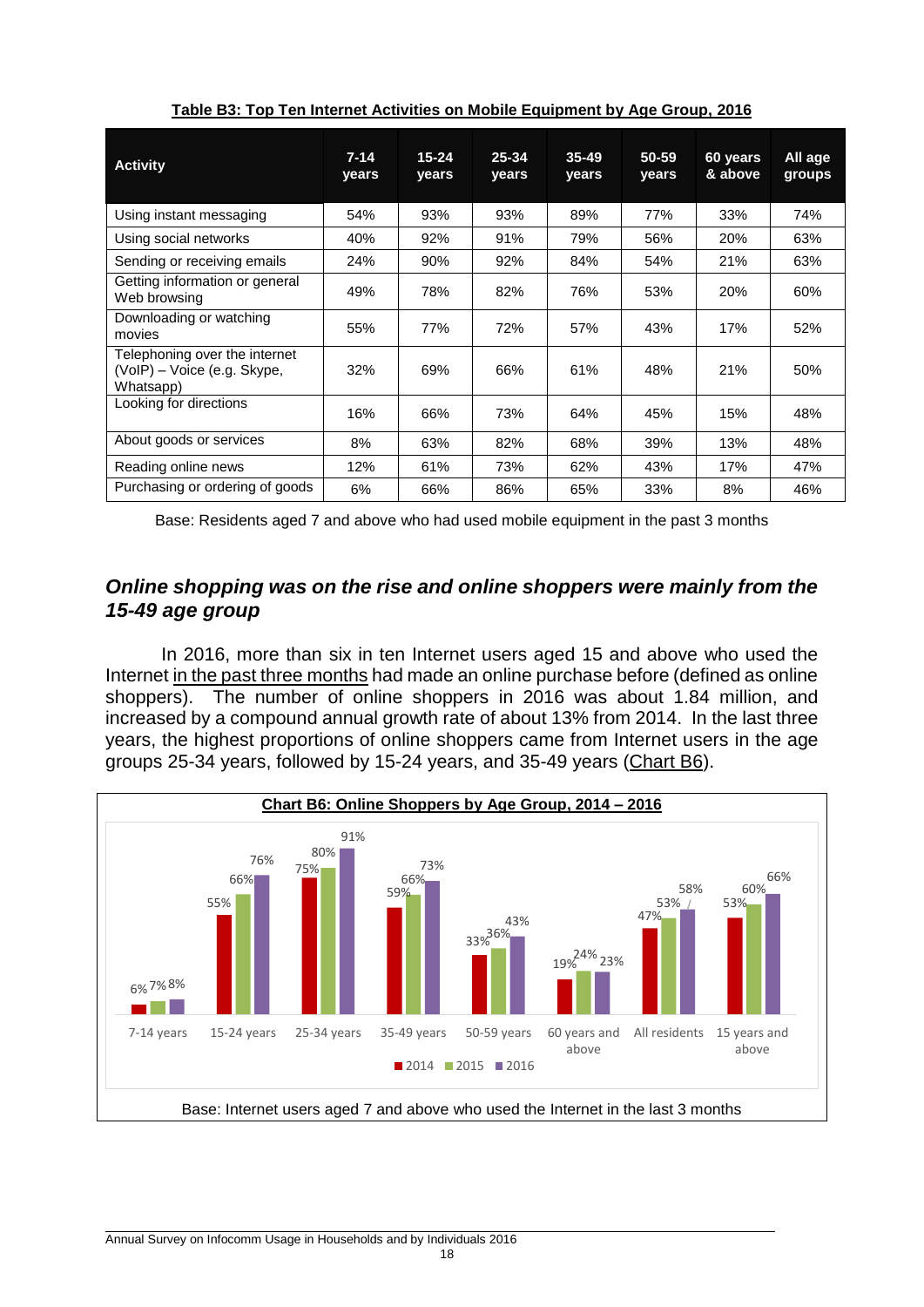**Table B3: Top Ten Internet Activities on Mobile Equipment by Age Group, 2016**

| Activity | 7-14 years | 15-24 years | 25-34 years | 35-49 years | 50-59 years | 60 years & above | All age groups |
|---|---|---|---|---|---|---|---|
| Using instant messaging | 54% | 93% | 93% | 89% | 77% | 33% | 74% |
| Using social networks | 40% | 92% | 91% | 79% | 56% | 20% | 63% |
| Sending or receiving emails | 24% | 90% | 92% | 84% | 54% | 21% | 63% |
| Getting information or general Web browsing | 49% | 78% | 82% | 76% | 53% | 20% | 60% |
| Downloading or watching movies | 55% | 77% | 72% | 57% | 43% | 17% | 52% |
| Telephoning over the internet (VoIP) – Voice (e.g. Skype, Whatsapp) | 32% | 69% | 66% | 61% | 48% | 21% | 50% |
| Looking for directions | 16% | 66% | 73% | 64% | 45% | 15% | 48% |
| About goods or services | 8% | 63% | 82% | 68% | 39% | 13% | 48% |
| Reading online news | 12% | 61% | 73% | 62% | 43% | 17% | 47% |
| Purchasing or ordering of goods | 6% | 66% | 86% | 65% | 33% | 8% | 46% |

Base: Residents aged 7 and above who had used mobile equipment in the past 3 months

### *Online shopping was on the rise and online shoppers were mainly from the 15-49 age group*

In 2016, more than six in ten Internet users aged 15 and above who used the Internet in the past three months had made an online purchase before (defined as online shoppers). The number of online shoppers in 2016 was about 1.84 million, and increased by a compound annual growth rate of about 13% from 2014. In the last three years, the highest proportions of online shoppers came from Internet users in the age groups 25-34 years, followed by 15-24 years, and 35-49 years (Chart B6).

**Chart B6: Online Shoppers by Age Group, 2014 – 2016**

| Age group | 2014 | 2015 | 2016 |
|---|---|---|---|
| 7-14 years | 6% | 7% | 8% |
| 15-24 years | 55% | 66% | 76% |
| 25-34 years | 75% | 80% | 91% |
| 35-49 years | 59% | 66% | 73% |
| 50-59 years | 33% | 36% | 43% |
| 60 years and above | 19% | 24% | 23% |
| All residents | 47% | 53% | 58% |
| 15 years and above | 53% | 60% | 66% |

Base: Internet users aged 7 and above who used the Internet in the last 3 months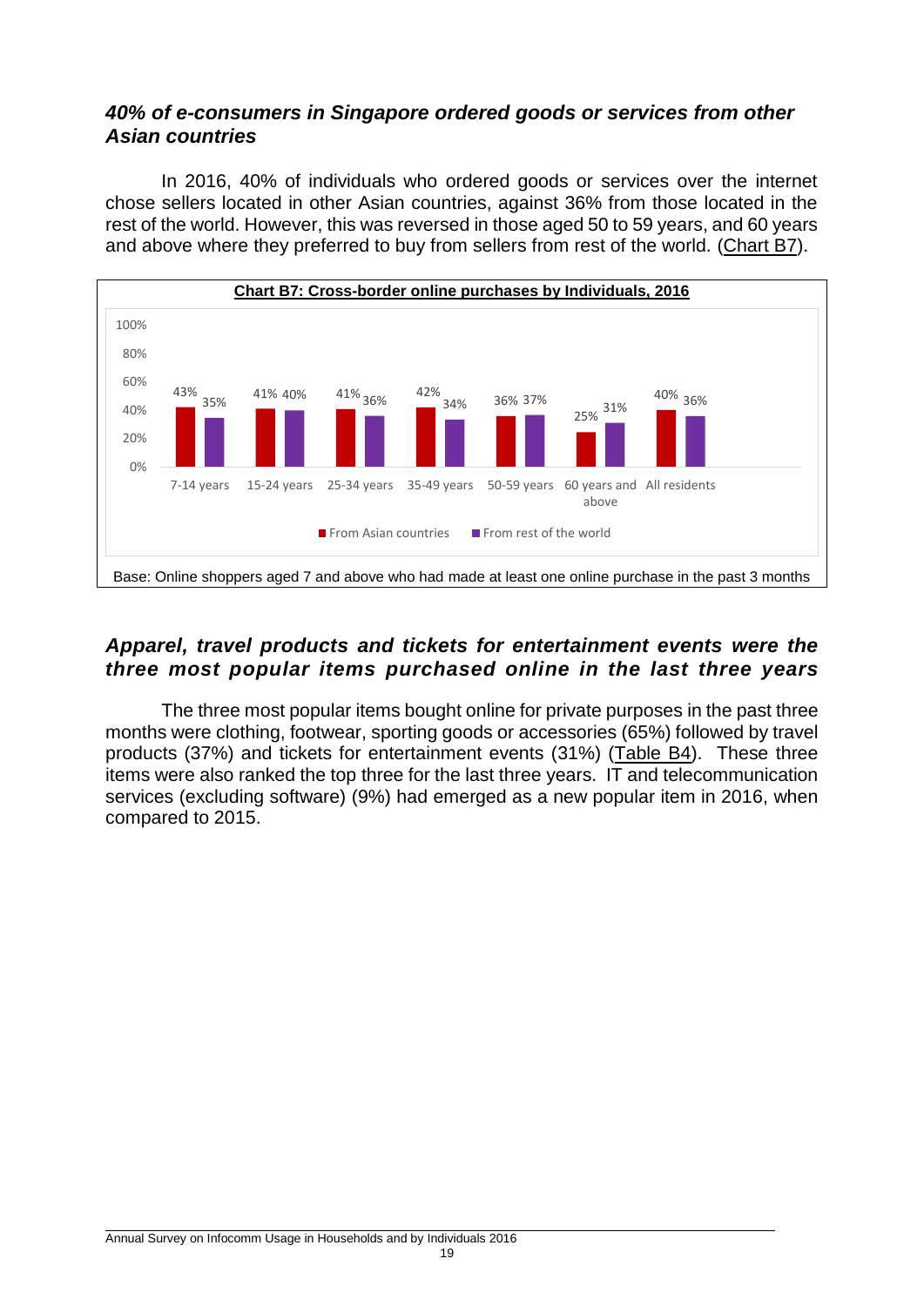### *40% of e-consumers in Singapore ordered goods or services from other Asian countries*

In 2016, 40% of individuals who ordered goods or services over the internet chose sellers located in other Asian countries, against 36% from those located in the rest of the world. However, this was reversed in those aged 50 to 59 years, and 60 years and above where they preferred to buy from sellers from rest of the world. (Chart B7).

**Chart B7: Cross-border online purchases by Individuals, 2016**

| | 7-14 years | 15-24 years | 25-34 years | 35-49 years | 50-59 years | 60 years and above | All residents |
|---|---|---|---|---|---|---|---|
| From Asian countries | 43% | 41% | 41% | 42% | 36% | 25% | 40% |
| From rest of the world | 35% | 40% | 36% | 34% | 37% | 31% | 36% |

Base: Online shoppers aged 7 and above who had made at least one online purchase in the past 3 months

### *Apparel, travel products and tickets for entertainment events were the three most popular items purchased online in the last three years*

The three most popular items bought online for private purposes in the past three months were clothing, footwear, sporting goods or accessories (65%) followed by travel products (37%) and tickets for entertainment events (31%) (Table B4). These three items were also ranked the top three for the last three years. IT and telecommunication services (excluding software) (9%) had emerged as a new popular item in 2016, when compared to 2015.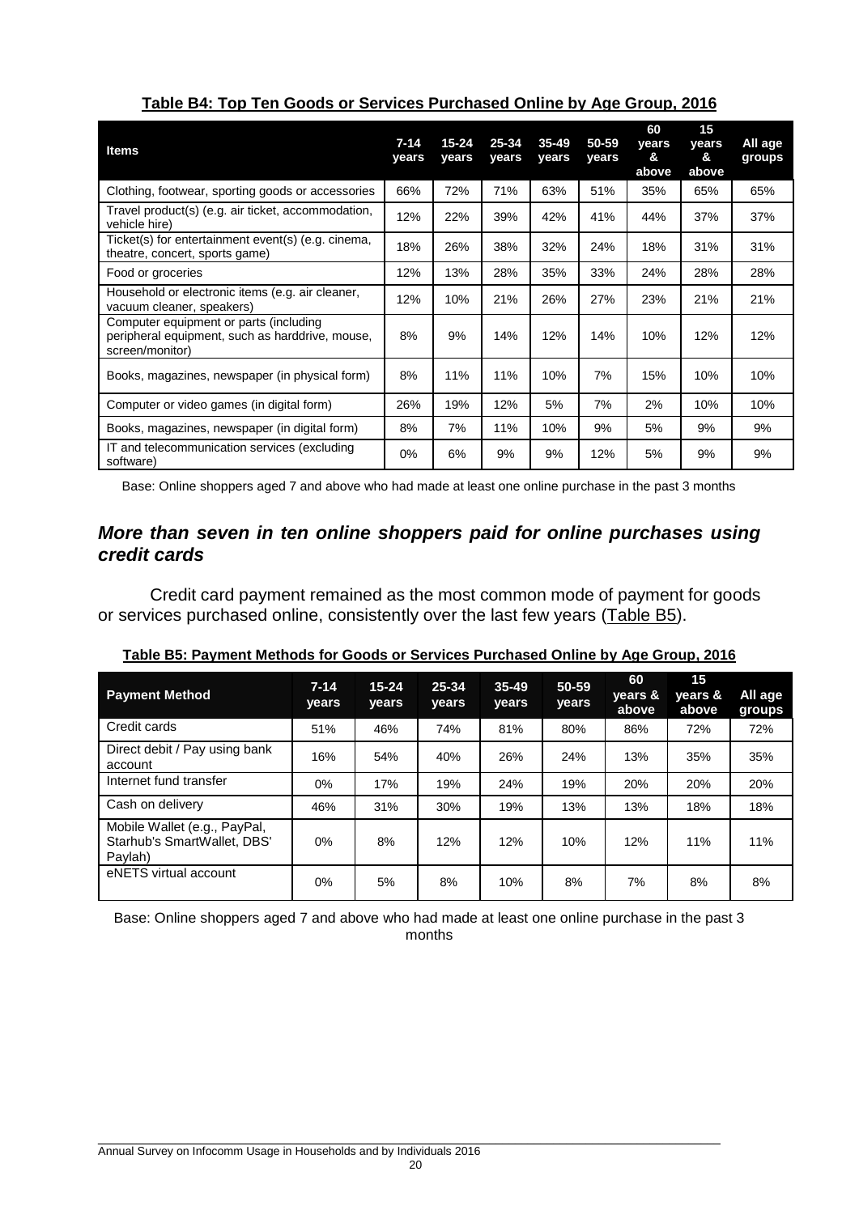**Table B4: Top Ten Goods or Services Purchased Online by Age Group, 2016**

| Items | 7-14 years | 15-24 years | 25-34 years | 35-49 years | 50-59 years | 60 years & above | 15 years & above | All age groups |
|---|---|---|---|---|---|---|---|---|
| Clothing, footwear, sporting goods or accessories | 66% | 72% | 71% | 63% | 51% | 35% | 65% | 65% |
| Travel product(s) (e.g. air ticket, accommodation, vehicle hire) | 12% | 22% | 39% | 42% | 41% | 44% | 37% | 37% |
| Ticket(s) for entertainment event(s) (e.g. cinema, theatre, concert, sports game) | 18% | 26% | 38% | 32% | 24% | 18% | 31% | 31% |
| Food or groceries | 12% | 13% | 28% | 35% | 33% | 24% | 28% | 28% |
| Household or electronic items (e.g. air cleaner, vacuum cleaner, speakers) | 12% | 10% | 21% | 26% | 27% | 23% | 21% | 21% |
| Computer equipment or parts (including peripheral equipment, such as harddrive, mouse, screen/monitor) | 8% | 9% | 14% | 12% | 14% | 10% | 12% | 12% |
| Books, magazines, newspaper (in physical form) | 8% | 11% | 11% | 10% | 7% | 15% | 10% | 10% |
| Computer or video games (in digital form) | 26% | 19% | 12% | 5% | 7% | 2% | 10% | 10% |
| Books, magazines, newspaper (in digital form) | 8% | 7% | 11% | 10% | 9% | 5% | 9% | 9% |
| IT and telecommunication services (excluding software) | 0% | 6% | 9% | 9% | 12% | 5% | 9% | 9% |

Base: Online shoppers aged 7 and above who had made at least one online purchase in the past 3 months

## *More than seven in ten online shoppers paid for online purchases using credit cards*

Credit card payment remained as the most common mode of payment for goods or services purchased online, consistently over the last few years (Table B5).

**Table B5: Payment Methods for Goods or Services Purchased Online by Age Group, 2016**

| Payment Method | 7-14 years | 15-24 years | 25-34 years | 35-49 years | 50-59 years | 60 years & above | 15 years & above | All age groups |
|---|---|---|---|---|---|---|---|---|
| Credit cards | 51% | 46% | 74% | 81% | 80% | 86% | 72% | 72% |
| Direct debit / Pay using bank account | 16% | 54% | 40% | 26% | 24% | 13% | 35% | 35% |
| Internet fund transfer | 0% | 17% | 19% | 24% | 19% | 20% | 20% | 20% |
| Cash on delivery | 46% | 31% | 30% | 19% | 13% | 13% | 18% | 18% |
| Mobile Wallet (e.g., PayPal, Starhub's SmartWallet, DBS' Paylah) | 0% | 8% | 12% | 12% | 10% | 12% | 11% | 11% |
| eNETS virtual account | 0% | 5% | 8% | 10% | 8% | 7% | 8% | 8% |

Base: Online shoppers aged 7 and above who had made at least one online purchase in the past 3 months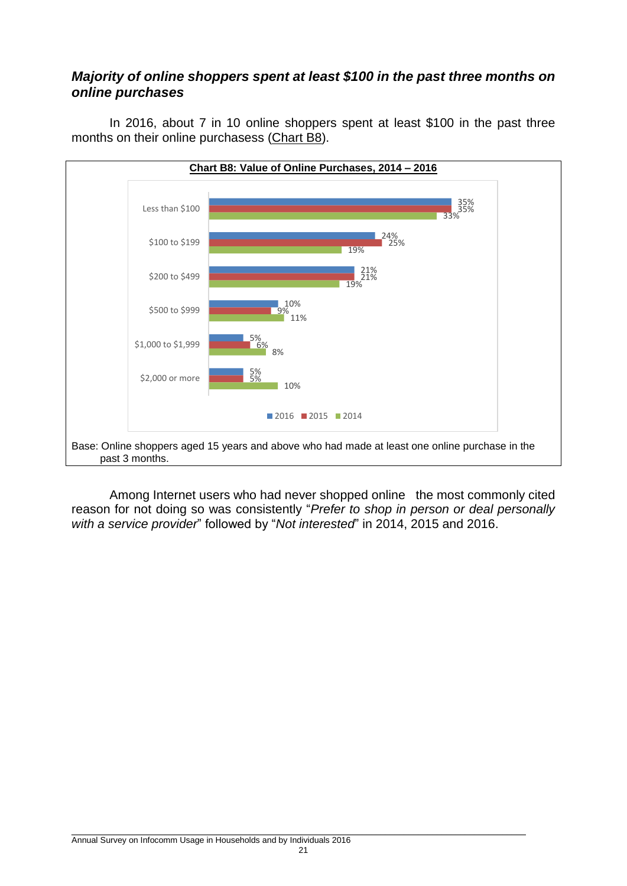### *Majority of online shoppers spent at least $100 in the past three months on online purchases*

In 2016, about 7 in 10 online shoppers spent at least $100 in the past three months on their online purchasess (Chart B8).

**Chart B8: Value of Online Purchases, 2014 – 2016**

| | 2016 | 2015 | 2014 |
|---|---|---|---|
| Less than $100 | 35% | 35% | 33% |
| $100 to $199 | 24% | 25% | 19% |
| $200 to $499 | 21% | 21% | 19% |
| $500 to $999 | 10% | 9% | 11% |
| $1,000 to $1,999 | 5% | 6% | 8% |
| $2,000 or more | 5% | 5% | 10% |

Base: Online shoppers aged 15 years and above who had made at least one online purchase in the past 3 months.

Among Internet users who had never shopped online the most commonly cited reason for not doing so was consistently "*Prefer to shop in person or deal personally with a service provider*" followed by "*Not interested*" in 2014, 2015 and 2016.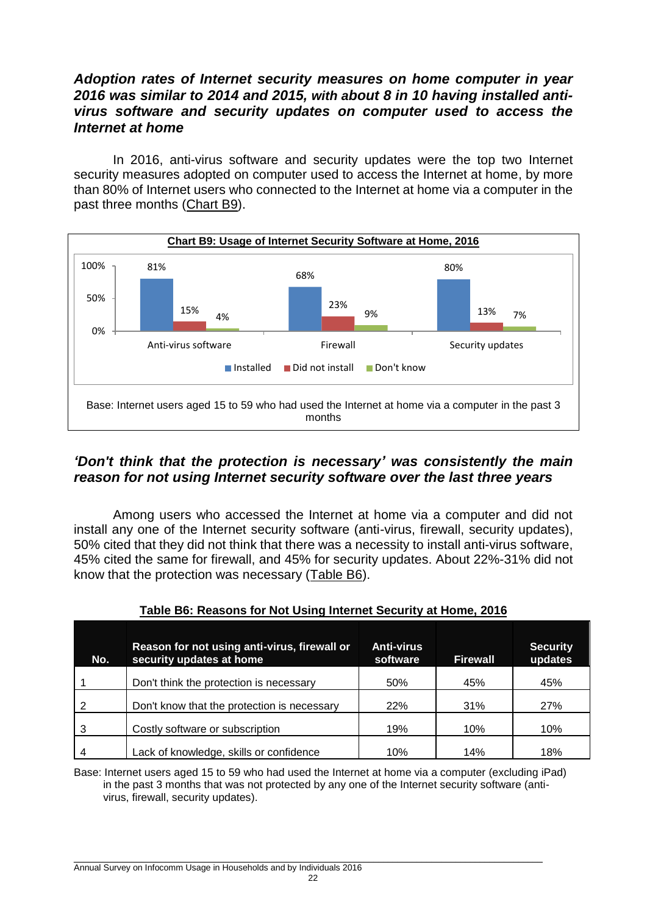### *Adoption rates of Internet security measures on home computer in year 2016 was similar to 2014 and 2015, with about 8 in 10 having installed anti-virus software and security updates on computer used to access the Internet at home*

In 2016, anti-virus software and security updates were the top two Internet security measures adopted on computer used to access the Internet at home, by more than 80% of Internet users who connected to the Internet at home via a computer in the past three months (Chart B9).

**Chart B9: Usage of Internet Security Software at Home, 2016**

| | Installed | Did not install | Don't know |
|---|---|---|---|
| Anti-virus software | 81% | 15% | 4% |
| Firewall | 68% | 23% | 9% |
| Security updates | 80% | 13% | 7% |

Base: Internet users aged 15 to 59 who had used the Internet at home via a computer in the past 3 months

### *'Don't think that the protection is necessary' was consistently the main reason for not using Internet security software over the last three years*

Among users who accessed the Internet at home via a computer and did not install any one of the Internet security software (anti-virus, firewall, security updates), 50% cited that they did not think that there was a necessity to install anti-virus software, 45% cited the same for firewall, and 45% for security updates. About 22%-31% did not know that the protection was necessary (Table B6).

**Table B6: Reasons for Not Using Internet Security at Home, 2016**

| No. | Reason for not using anti-virus, firewall or security updates at home | Anti-virus software | Firewall | Security updates |
|---|---|---|---|---|
| 1 | Don't think the protection is necessary | 50% | 45% | 45% |
| 2 | Don't know that the protection is necessary | 22% | 31% | 27% |
| 3 | Costly software or subscription | 19% | 10% | 10% |
| 4 | Lack of knowledge, skills or confidence | 10% | 14% | 18% |

Base: Internet users aged 15 to 59 who had used the Internet at home via a computer (excluding iPad) in the past 3 months that was not protected by any one of the Internet security software (anti-virus, firewall, security updates).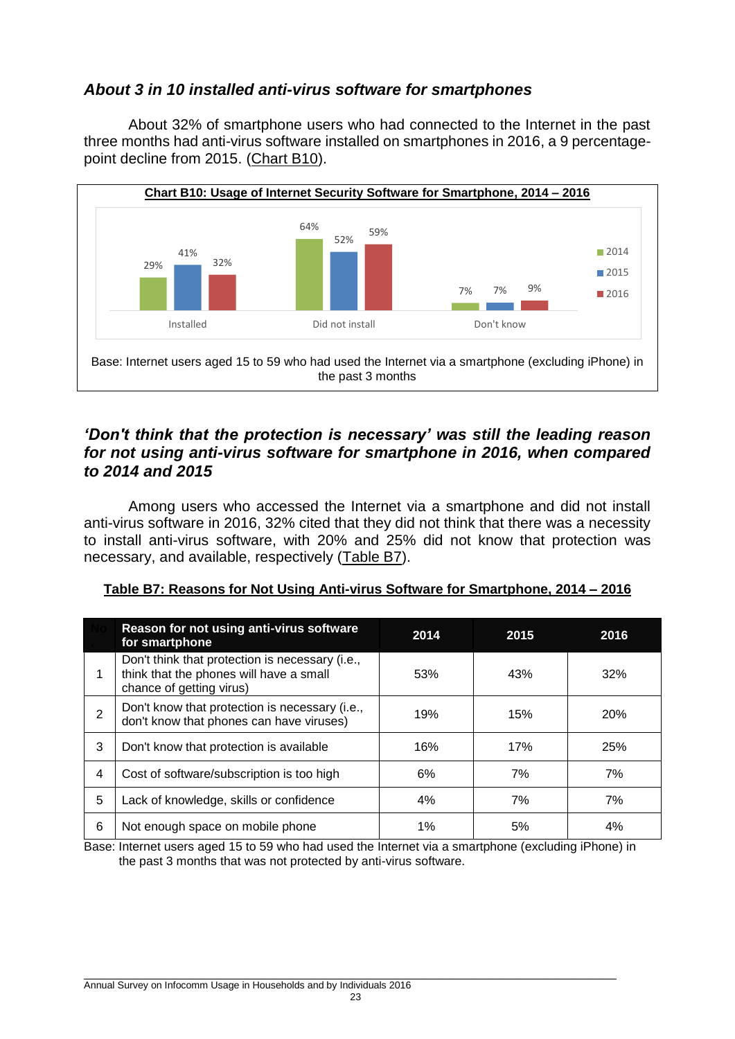### *About 3 in 10 installed anti-virus software for smartphones*

About 32% of smartphone users who had connected to the Internet in the past three months had anti-virus software installed on smartphones in 2016, a 9 percentage-point decline from 2015. (Chart B10).

**Chart B10: Usage of Internet Security Software for Smartphone, 2014 – 2016**

64%
52%
59%
41%
29%
32%
7%
7%
9%
Installed
Did not install
Don't know
2014
2015
2016

Base: Internet users aged 15 to 59 who had used the Internet via a smartphone (excluding iPhone) in the past 3 months

### *'Don't think that the protection is necessary' was still the leading reason for not using anti-virus software for smartphone in 2016, when compared to 2014 and 2015*

Among users who accessed the Internet via a smartphone and did not install anti-virus software in 2016, 32% cited that they did not think that there was a necessity to install anti-virus software, with 20% and 25% did not know that protection was necessary, and available, respectively (Table B7).

**Table B7: Reasons for Not Using Anti-virus Software for Smartphone, 2014 – 2016**

| No. | Reason for not using anti-virus software for smartphone | 2014 | 2015 | 2016 |
|---|---|---|---|---|
| 1 | Don't think that protection is necessary (i.e., think that the phones will have a small chance of getting virus) | 53% | 43% | 32% |
| 2 | Don't know that protection is necessary (i.e., don't know that phones can have viruses) | 19% | 15% | 20% |
| 3 | Don't know that protection is available | 16% | 17% | 25% |
| 4 | Cost of software/subscription is too high | 6% | 7% | 7% |
| 5 | Lack of knowledge, skills or confidence | 4% | 7% | 7% |
| 6 | Not enough space on mobile phone | 1% | 5% | 4% |

Base: Internet users aged 15 to 59 who had used the Internet via a smartphone (excluding iPhone) in the past 3 months that was not protected by anti-virus software.